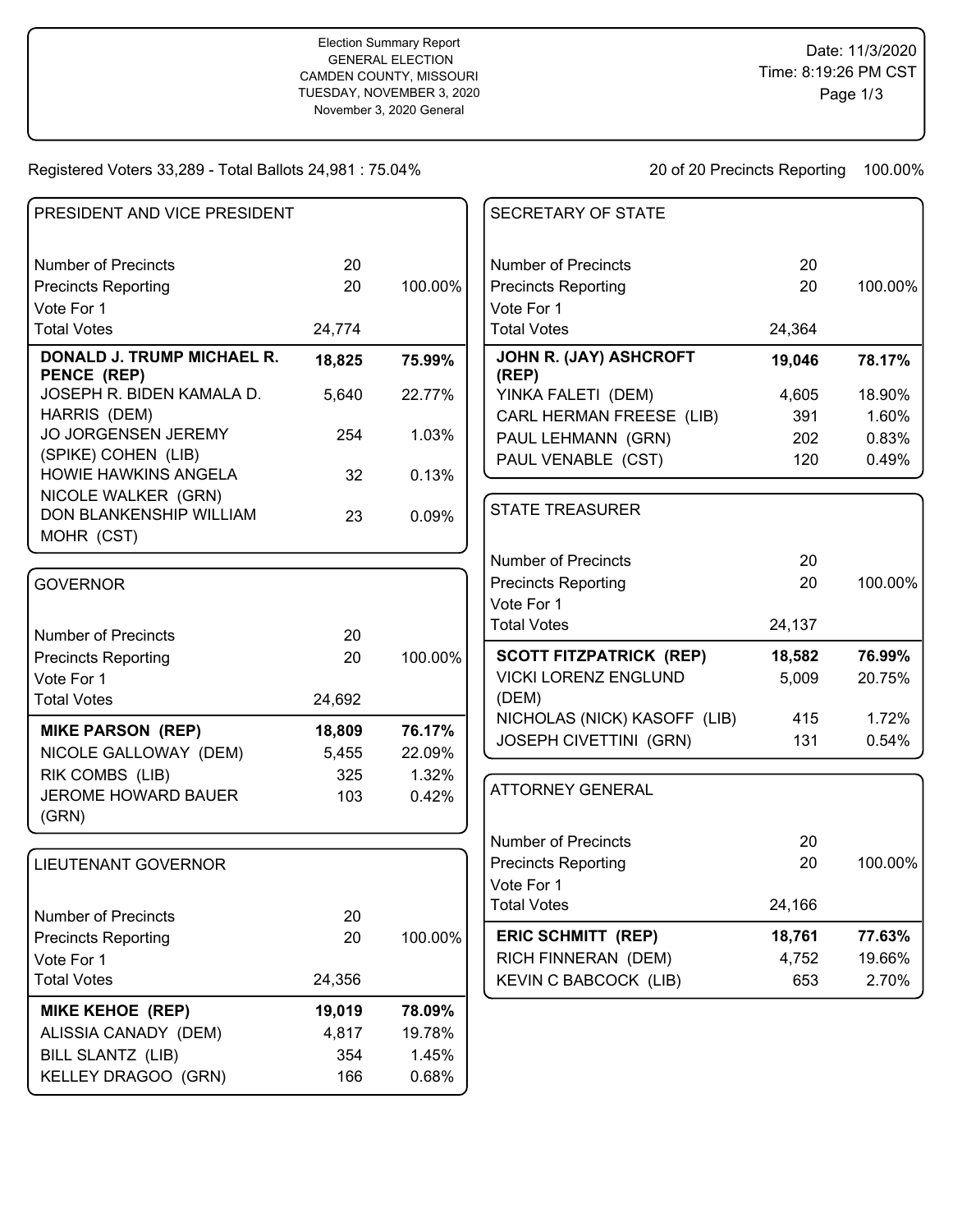Election Summary Report
GENERAL ELECTION
CAMDEN COUNTY, MISSOURI
TUESDAY, NOVEMBER 3, 2020
November 3, 2020 General

Date: 11/3/2020
Time: 8:19:26 PM CST

Registered Voters 33,289 - Total Ballots 24,981 : 75.04%

20 of 20 Precincts Reporting 100.00%

## PRESIDENT AND VICE PRESIDENT

| | | |
|---|---|---|
| Number of Precincts | 20 | |
| Precincts Reporting | 20 | 100.00% |
| Vote For 1 | | |
| Total Votes | 24,774 | |
| **DONALD J. TRUMP MICHAEL R. PENCE (REP)** | **18,825** | **75.99%** |
| JOSEPH R. BIDEN KAMALA D. HARRIS (DEM) | 5,640 | 22.77% |
| JO JORGENSEN JEREMY (SPIKE) COHEN (LIB) | 254 | 1.03% |
| HOWIE HAWKINS ANGELA NICOLE WALKER (GRN) | 32 | 0.13% |
| DON BLANKENSHIP WILLIAM MOHR (CST) | 23 | 0.09% |

## GOVERNOR

| | | |
|---|---|---|
| Number of Precincts | 20 | |
| Precincts Reporting | 20 | 100.00% |
| Vote For 1 | | |
| Total Votes | 24,692 | |
| **MIKE PARSON (REP)** | **18,809** | **76.17%** |
| NICOLE GALLOWAY (DEM) | 5,455 | 22.09% |
| RIK COMBS (LIB) | 325 | 1.32% |
| JEROME HOWARD BAUER (GRN) | 103 | 0.42% |

## LIEUTENANT GOVERNOR

| | | |
|---|---|---|
| Number of Precincts | 20 | |
| Precincts Reporting | 20 | 100.00% |
| Vote For 1 | | |
| Total Votes | 24,356 | |
| **MIKE KEHOE (REP)** | **19,019** | **78.09%** |
| ALISSIA CANADY (DEM) | 4,817 | 19.78% |
| BILL SLANTZ (LIB) | 354 | 1.45% |
| KELLEY DRAGOO (GRN) | 166 | 0.68% |

## SECRETARY OF STATE

| | | |
|---|---|---|
| Number of Precincts | 20 | |
| Precincts Reporting | 20 | 100.00% |
| Vote For 1 | | |
| Total Votes | 24,364 | |
| **JOHN R. (JAY) ASHCROFT (REP)** | **19,046** | **78.17%** |
| YINKA FALETI (DEM) | 4,605 | 18.90% |
| CARL HERMAN FREESE (LIB) | 391 | 1.60% |
| PAUL LEHMANN (GRN) | 202 | 0.83% |
| PAUL VENABLE (CST) | 120 | 0.49% |

## STATE TREASURER

| | | |
|---|---|---|
| Number of Precincts | 20 | |
| Precincts Reporting | 20 | 100.00% |
| Vote For 1 | | |
| Total Votes | 24,137 | |
| **SCOTT FITZPATRICK (REP)** | **18,582** | **76.99%** |
| VICKI LORENZ ENGLUND (DEM) | 5,009 | 20.75% |
| NICHOLAS (NICK) KASOFF (LIB) | 415 | 1.72% |
| JOSEPH CIVETTINI (GRN) | 131 | 0.54% |

## ATTORNEY GENERAL

| | | |
|---|---|---|
| Number of Precincts | 20 | |
| Precincts Reporting | 20 | 100.00% |
| Vote For 1 | | |
| Total Votes | 24,166 | |
| **ERIC SCHMITT (REP)** | **18,761** | **77.63%** |
| RICH FINNERAN (DEM) | 4,752 | 19.66% |
| KEVIN C BABCOCK (LIB) | 653 | 2.70% |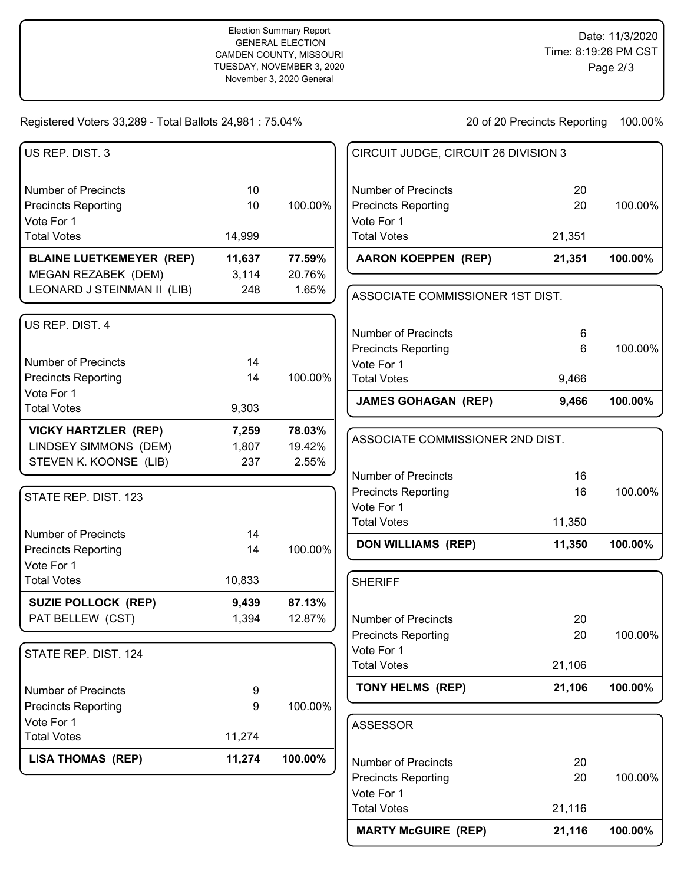Election Summary Report
GENERAL ELECTION
CAMDEN COUNTY, MISSOURI
TUESDAY, NOVEMBER 3, 2020
November 3, 2020 General

Date: 11/3/2020
Time: 8:19:26 PM CST

Registered Voters 33,289 - Total Ballots 24,981 : 75.04%

20 of 20 Precincts Reporting 100.00%

## US REP. DIST. 3

| | | |
|---|---|---|
| Number of Precincts | 10 | |
| Precincts Reporting | 10 | 100.00% |
| Vote For 1 | | |
| Total Votes | 14,999 | |
| **BLAINE LUETKEMEYER (REP)** | **11,637** | **77.59%** |
| MEGAN REZABEK (DEM) | 3,114 | 20.76% |
| LEONARD J STEINMAN II (LIB) | 248 | 1.65% |

## US REP. DIST. 4

| | | |
|---|---|---|
| Number of Precincts | 14 | |
| Precincts Reporting | 14 | 100.00% |
| Vote For 1 | | |
| Total Votes | 9,303 | |
| **VICKY HARTZLER (REP)** | **7,259** | **78.03%** |
| LINDSEY SIMMONS (DEM) | 1,807 | 19.42% |
| STEVEN K. KOONSE (LIB) | 237 | 2.55% |

## STATE REP. DIST. 123

| | | |
|---|---|---|
| Number of Precincts | 14 | |
| Precincts Reporting | 14 | 100.00% |
| Vote For 1 | | |
| Total Votes | 10,833 | |
| **SUZIE POLLOCK (REP)** | **9,439** | **87.13%** |
| PAT BELLEW (CST) | 1,394 | 12.87% |

## STATE REP. DIST. 124

| | | |
|---|---|---|
| Number of Precincts | 9 | |
| Precincts Reporting | 9 | 100.00% |
| Vote For 1 | | |
| Total Votes | 11,274 | |
| **LISA THOMAS (REP)** | **11,274** | **100.00%** |

## CIRCUIT JUDGE, CIRCUIT 26 DIVISION 3

| | | |
|---|---|---|
| Number of Precincts | 20 | |
| Precincts Reporting | 20 | 100.00% |
| Vote For 1 | | |
| Total Votes | 21,351 | |
| **AARON KOEPPEN (REP)** | **21,351** | **100.00%** |

## ASSOCIATE COMMISSIONER 1ST DIST.

| | | |
|---|---|---|
| Number of Precincts | 6 | |
| Precincts Reporting | 6 | 100.00% |
| Vote For 1 | | |
| Total Votes | 9,466 | |
| **JAMES GOHAGAN (REP)** | **9,466** | **100.00%** |

## ASSOCIATE COMMISSIONER 2ND DIST.

| | | |
|---|---|---|
| Number of Precincts | 16 | |
| Precincts Reporting | 16 | 100.00% |
| Vote For 1 | | |
| Total Votes | 11,350 | |
| **DON WILLIAMS (REP)** | **11,350** | **100.00%** |

## SHERIFF

| | | |
|---|---|---|
| Number of Precincts | 20 | |
| Precincts Reporting | 20 | 100.00% |
| Vote For 1 | | |
| Total Votes | 21,106 | |
| **TONY HELMS (REP)** | **21,106** | **100.00%** |

## ASSESSOR

| | | |
|---|---|---|
| Number of Precincts | 20 | |
| Precincts Reporting | 20 | 100.00% |
| Vote For 1 | | |
| Total Votes | 21,116 | |
| **MARTY McGUIRE (REP)** | **21,116** | **100.00%** |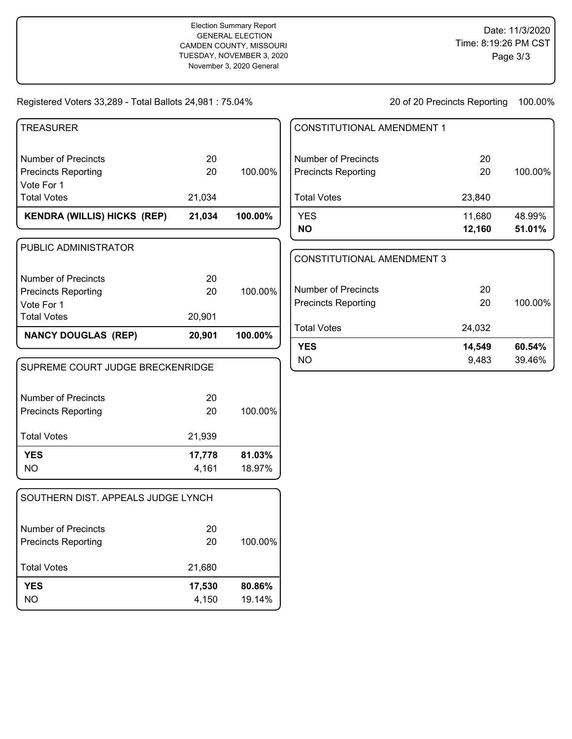Election Summary Report
GENERAL ELECTION
CAMDEN COUNTY, MISSOURI
TUESDAY, NOVEMBER 3, 2020
November 3, 2020 General

Date: 11/3/2020
Time: 8:19:26 PM CST

Registered Voters 33,289 - Total Ballots 24,981 : 75.04%

20 of 20 Precincts Reporting 100.00%

## TREASURER

| | | |
|---|---|---|
| Number of Precincts | 20 | |
| Precincts Reporting | 20 | 100.00% |
| Vote For 1 | | |
| Total Votes | 21,034 | |
| **KENDRA (WILLIS) HICKS (REP)** | **21,034** | **100.00%** |

## PUBLIC ADMINISTRATOR

| | | |
|---|---|---|
| Number of Precincts | 20 | |
| Precincts Reporting | 20 | 100.00% |
| Vote For 1 | | |
| Total Votes | 20,901 | |
| **NANCY DOUGLAS (REP)** | **20,901** | **100.00%** |

## SUPREME COURT JUDGE BRECKENRIDGE

| | | |
|---|---|---|
| Number of Precincts | 20 | |
| Precincts Reporting | 20 | 100.00% |
| Total Votes | 21,939 | |
| **YES** | **17,778** | **81.03%** |
| NO | 4,161 | 18.97% |

## SOUTHERN DIST. APPEALS JUDGE LYNCH

| | | |
|---|---|---|
| Number of Precincts | 20 | |
| Precincts Reporting | 20 | 100.00% |
| Total Votes | 21,680 | |
| **YES** | **17,530** | **80.86%** |
| NO | 4,150 | 19.14% |

## CONSTITUTIONAL AMENDMENT 1

| | | |
|---|---|---|
| Number of Precincts | 20 | |
| Precincts Reporting | 20 | 100.00% |
| Total Votes | 23,840 | |
| YES | 11,680 | 48.99% |
| **NO** | **12,160** | **51.01%** |

## CONSTITUTIONAL AMENDMENT 3

| | | |
|---|---|---|
| Number of Precincts | 20 | |
| Precincts Reporting | 20 | 100.00% |
| Total Votes | 24,032 | |
| **YES** | **14,549** | **60.54%** |
| NO | 9,483 | 39.46% |